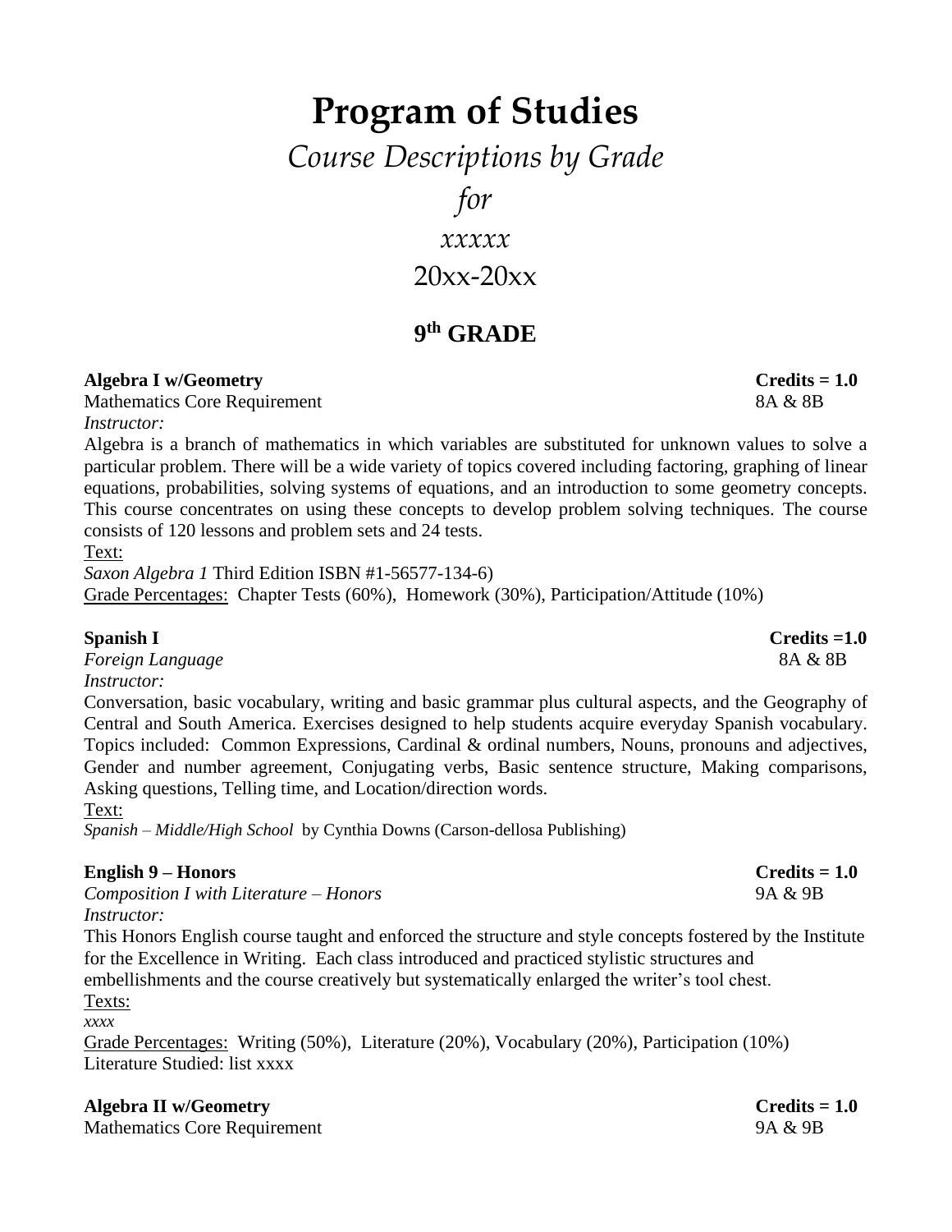# Program of Studies

## *Course Descriptions by Grade*

## *for*

## *xxxxx*

## 20xx-20xx

## 9th GRADE

**Algebra I w/Geometry** **Credits = 1.0**
Mathematics Core Requirement 8A & 8B
*Instructor:*
Algebra is a branch of mathematics in which variables are substituted for unknown values to solve a particular problem. There will be a wide variety of topics covered including factoring, graphing of linear equations, probabilities, solving systems of equations, and an introduction to some geometry concepts. This course concentrates on using these concepts to develop problem solving techniques. The course consists of 120 lessons and problem sets and 24 tests.
Text:
*Saxon Algebra 1* Third Edition ISBN #1-56577-134-6)
Grade Percentages: Chapter Tests (60%), Homework (30%), Participation/Attitude (10%)

**Spanish I** **Credits =1.0**
*Foreign Language* 8A & 8B
*Instructor:*
Conversation, basic vocabulary, writing and basic grammar plus cultural aspects, and the Geography of Central and South America. Exercises designed to help students acquire everyday Spanish vocabulary. Topics included: Common Expressions, Cardinal & ordinal numbers, Nouns, pronouns and adjectives, Gender and number agreement, Conjugating verbs, Basic sentence structure, Making comparisons, Asking questions, Telling time, and Location/direction words.
Text:
*Spanish – Middle/High School* by Cynthia Downs (Carson-dellosa Publishing)

**English 9 – Honors** **Credits = 1.0**
*Composition I with Literature – Honors* 9A & 9B
*Instructor:*
This Honors English course taught and enforced the structure and style concepts fostered by the Institute for the Excellence in Writing. Each class introduced and practiced stylistic structures and embellishments and the course creatively but systematically enlarged the writer's tool chest.
Texts:
*xxxx*
Grade Percentages: Writing (50%), Literature (20%), Vocabulary (20%), Participation (10%)
Literature Studied: list xxxx

**Algebra II w/Geometry** **Credits = 1.0**
Mathematics Core Requirement 9A & 9B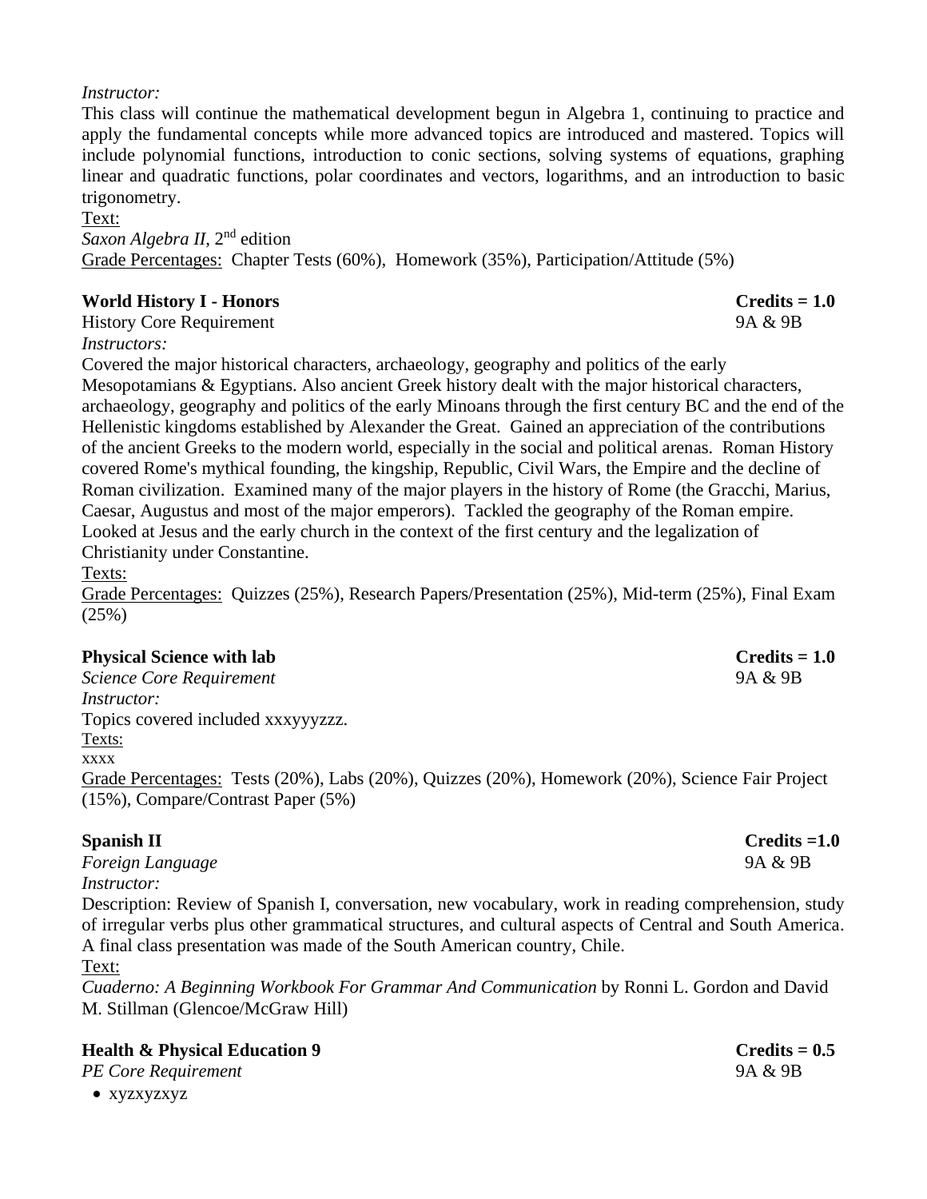*Instructor:*

This class will continue the mathematical development begun in Algebra 1, continuing to practice and apply the fundamental concepts while more advanced topics are introduced and mastered. Topics will include polynomial functions, introduction to conic sections, solving systems of equations, graphing linear and quadratic functions, polar coordinates and vectors, logarithms, and an introduction to basic trigonometry.

Text:

*Saxon Algebra II*, 2nd edition

Grade Percentages: Chapter Tests (60%), Homework (35%), Participation/Attitude (5%)

**World History I - Honors** **Credits = 1.0**

History Core Requirement 9A & 9B

*Instructors:*

Covered the major historical characters, archaeology, geography and politics of the early Mesopotamians & Egyptians. Also ancient Greek history dealt with the major historical characters, archaeology, geography and politics of the early Minoans through the first century BC and the end of the Hellenistic kingdoms established by Alexander the Great. Gained an appreciation of the contributions of the ancient Greeks to the modern world, especially in the social and political arenas. Roman History covered Rome's mythical founding, the kingship, Republic, Civil Wars, the Empire and the decline of Roman civilization. Examined many of the major players in the history of Rome (the Gracchi, Marius, Caesar, Augustus and most of the major emperors). Tackled the geography of the Roman empire. Looked at Jesus and the early church in the context of the first century and the legalization of Christianity under Constantine.

Texts:

Grade Percentages: Quizzes (25%), Research Papers/Presentation (25%), Mid-term (25%), Final Exam (25%)

**Physical Science with lab** **Credits = 1.0**

*Science Core Requirement* 9A & 9B

*Instructor:*

Topics covered included xxxyyyzzz.

Texts:

xxxx

Grade Percentages: Tests (20%), Labs (20%), Quizzes (20%), Homework (20%), Science Fair Project (15%), Compare/Contrast Paper (5%)

**Spanish II** **Credits =1.0**

*Foreign Language* 9A & 9B

*Instructor:*

Description: Review of Spanish I, conversation, new vocabulary, work in reading comprehension, study of irregular verbs plus other grammatical structures, and cultural aspects of Central and South America. A final class presentation was made of the South American country, Chile.

Text:

*Cuaderno: A Beginning Workbook For Grammar And Communication* by Ronni L. Gordon and David M. Stillman (Glencoe/McGraw Hill)

**Health & Physical Education 9** **Credits = 0.5**

*PE Core Requirement* 9A & 9B

- xyzxyzxyz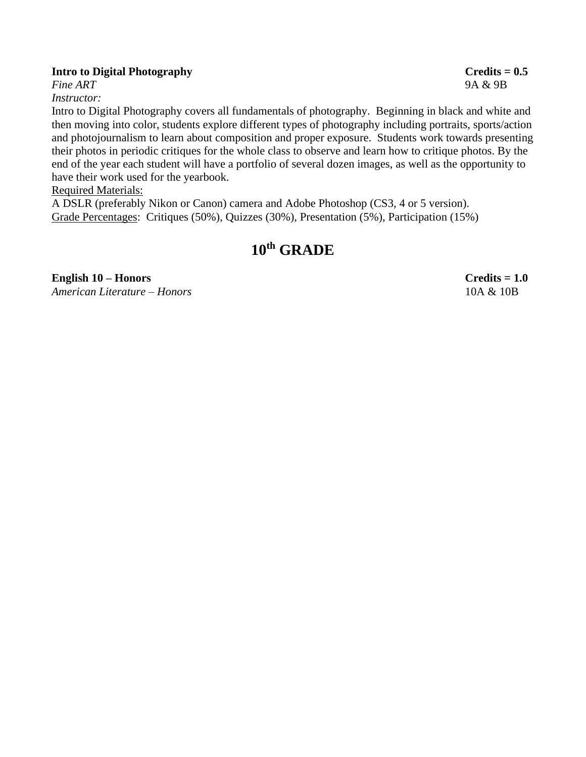**Intro to Digital Photography** **Credits = 0.5**
*Fine ART* 9A & 9B
*Instructor:*

Intro to Digital Photography covers all fundamentals of photography. Beginning in black and white and then moving into color, students explore different types of photography including portraits, sports/action and photojournalism to learn about composition and proper exposure. Students work towards presenting their photos in periodic critiques for the whole class to observe and learn how to critique photos. By the end of the year each student will have a portfolio of several dozen images, as well as the opportunity to have their work used for the yearbook.

<u>Required Materials:</u>
A DSLR (preferably Nikon or Canon) camera and Adobe Photoshop (CS3, 4 or 5 version).
<u>Grade Percentages</u>: Critiques (50%), Quizzes (30%), Presentation (5%), Participation (15%)

## 10th GRADE

**English 10 – Honors** **Credits = 1.0**
*American Literature – Honors* 10A & 10B